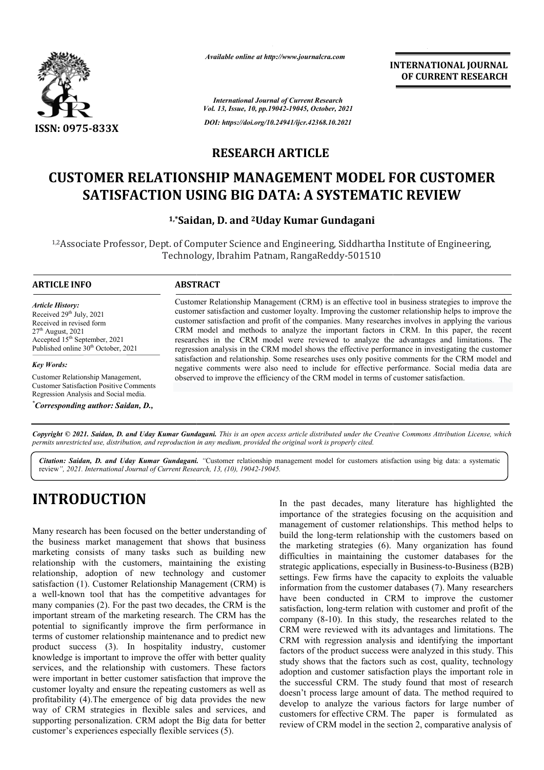**RESEARCH ARTICLE**

# CUSTOMER RELATIONSHIP MANAGEMENT MODEL FOR CUSTOMER SATISFACTION USING BIG DATA: A SYSTEMATIC REVIEW

**[1,*]Saidan, D. and [2]Uday Kumar Gundagani**

[1,2]Associate Professor, Dept. of Computer Science and Engineering, Siddhartha Institute of Engineering, Technology, Ibrahim Patnam, RangaReddy-501510

**ARTICLE INFO**

*Article History:*
Received 29th July, 2021
Received in revised form 27th August, 2021
Accepted 15th September, 2021
Published online 30th October, 2021

*Key Words:*
Customer Relationship Management, Customer Satisfaction Positive Comments Regression Analysis and Social media.

*Corresponding author: Saidan, D.,*

**ABSTRACT**

Customer Relationship Management (CRM) is an effective tool in business strategies to improve the customer satisfaction and customer loyalty. Improving the customer relationship helps to improve the customer satisfaction and profit of the companies. Many researches involves in applying the various CRM model and methods to analyze the important factors in CRM. In this paper, the recent researches in the CRM model were reviewed to analyze the advantages and limitations. The regression analysis in the CRM model shows the effective performance in investigating the customer satisfaction and relationship. Some researches uses only positive comments for the CRM model and negative comments were also need to include for effective performance. Social media data are observed to improve the efficiency of the CRM model in terms of customer satisfaction.

*Copyright © 2021. Saidan, D. and Uday Kumar Gundagani. This is an open access article distributed under the Creative Commons Attribution License, which permits unrestricted use, distribution, and reproduction in any medium, provided the original work is properly cited.*

*Citation: Saidan, D. and Uday Kumar Gundagani.* "Customer relationship management model for customers atisfaction using big data: a systematic review", 2021. *International Journal of Current Research, 13, (10), 19042-19045.*

# INTRODUCTION

Many research has been focused on the better understanding of the business market management that shows that business marketing consists of many tasks such as building new relationship with the customers, maintaining the existing relationship, adoption of new technology and customer satisfaction (1). Customer Relationship Management (CRM) is a well-known tool that has the competitive advantages for many companies (2). For the past two decades, the CRM is the important stream of the marketing research. The CRM has the potential to significantly improve the firm performance in terms of customer relationship maintenance and to predict new product success (3). In hospitality industry, customer knowledge is important to improve the offer with better quality services, and the relationship with customers. These factors were important in better customer satisfaction that improve the customer loyalty and ensure the repeating customers as well as profitability (4).The emergence of big data provides the new way of CRM strategies in flexible sales and services, and supporting personalization. CRM adopt the Big data for better customer's experiences especially flexible services (5).

In the past decades, many literature has highlighted the importance of the strategies focusing on the acquisition and management of customer relationships. This method helps to build the long-term relationship with the customers based on the marketing strategies (6). Many organization has found difficulties in maintaining the customer databases for the strategic applications, especially in Business-to-Business (B2B) settings. Few firms have the capacity to exploits the valuable information from the customer databases (7). Many researchers have been conducted in CRM to improve the customer satisfaction, long-term relation with customer and profit of the company (8-10). In this study, the researches related to the CRM were reviewed with its advantages and limitations. The CRM with regression analysis and identifying the important factors of the product success were analyzed in this study. This study shows that the factors such as cost, quality, technology adoption and customer satisfaction plays the important role in the successful CRM. The study found that most of research doesn't process large amount of data. The method required to develop to analyze the various factors for large number of customers for effective CRM. The paper is formulated as review of CRM model in the section 2, comparative analysis of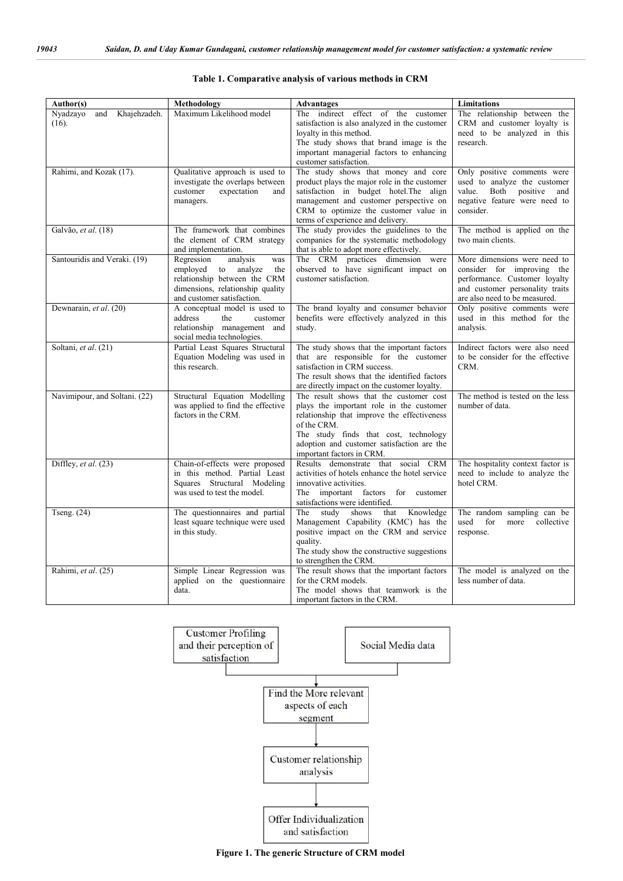**Table 1. Comparative analysis of various methods in CRM**

| Author(s) | Methodology | Advantages | Limitations |
|---|---|---|---|
| Nyadzayo and Khajehzadeh. (16). | Maximum Likelihood model | The indirect effect of the customer satisfaction is also analyzed in the customer loyalty in this method. The study shows that brand image is the important managerial factors to enhancing customer satisfaction. | The relationship between the CRM and customer loyalty is need to be analyzed in this research. |
| Rahimi, and Kozak (17). | Qualitative approach is used to investigate the overlaps between customer expectation and managers. | The study shows that money and core product plays the major role in the customer satisfaction in budget hotel.The align management and customer perspective on CRM to optimize the customer value in terms of experience and delivery. | Only positive comments were used to analyze the customer value. Both positive and negative feature were need to consider. |
| Galvão, *et al*. (18) | The framework that combines the element of CRM strategy and implementation. | The study provides the guidelines to the companies for the systematic methodology that is able to adopt more effectively. | The method is applied on the two main clients. |
| Santouridis and Veraki. (19) | Regression analysis was employed to analyze the relationship between the CRM dimensions, relationship quality and customer satisfaction. | The CRM practices dimension were observed to have significant impact on customer satisfaction. | More dimensions were need to consider for improving the performance. Customer loyalty and customer personality traits are also need to be measured. |
| Dewnarain, *et al*. (20) | A conceptual model is used to address the customer relationship management and social media technologies. | The brand loyalty and consumer behavior benefits were effectively analyzed in this study. | Only positive comments were used in this method for the analysis. |
| Soltani, *et al*. (21) | Partial Least Squares Structural Equation Modeling was used in this research. | The study shows that the important factors that are responsible for the customer satisfaction in CRM success. The result shows that the identified factors are directly impact on the customer loyalty. | Indirect factors were also need to be consider for the effective CRM. |
| Navimipour, and Soltani. (22) | Structural Equation Modelling was applied to find the effective factors in the CRM. | The result shows that the customer cost plays the important role in the customer relationship that improve the effectiveness of the CRM. The study finds that cost, technology adoption and customer satisfaction are the important factors in CRM. | The method is tested on the less number of data. |
| Diffley, *et al*. (23) | Chain-of-effects were proposed in this method. Partial Least Squares Structural Modeling was used to test the model. | Results demonstrate that social CRM activities of hotels enhance the hotel service innovative activities. The important factors for customer satisfactions were identified. | The hospitality context factor is need to include to analyze the hotel CRM. |
| Tseng. (24) | The questionnaires and partial least square technique were used in this study. | The study shows that Knowledge Management Capability (KMC) has the positive impact on the CRM and service quality. The study show the constructive suggestions to strengthen the CRM. | The random sampling can be used for more collective response. |
| Rahimi, *et al*. (25) | Simple Linear Regression was applied on the questionnaire data. | The result shows that the important factors for the CRM models. The model shows that teamwork is the important factors in the CRM. | The model is analyzed on the less number of data. |

Customer Profiling and their perception of satisfaction → Social Media data → Find the More relevant aspects of each segment → Customer relationship analysis → Offer Individualization and satisfaction

**Figure 1. The generic Structure of CRM model**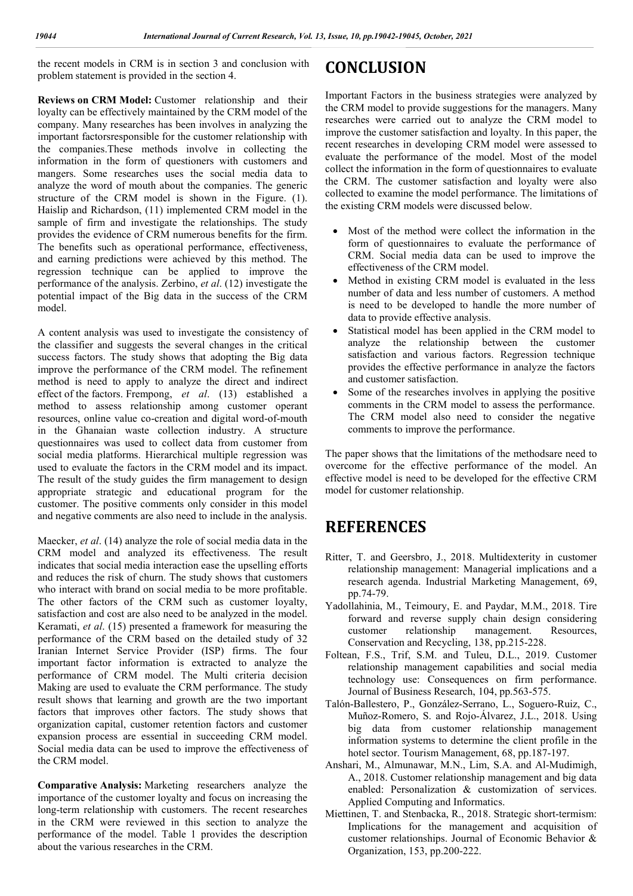the recent models in CRM is in section 3 and conclusion with problem statement is provided in the section 4.

**Reviews on CRM Model:** Customer relationship and their loyalty can be effectively maintained by the CRM model of the company. Many researches has been involves in analyzing the important factorsresponsible for the customer relationship with the companies.These methods involve in collecting the information in the form of questioners with customers and mangers. Some researches uses the social media data to analyze the word of mouth about the companies. The generic structure of the CRM model is shown in the Figure. (1). Haislip and Richardson, (11) implemented CRM model in the sample of firm and investigate the relationships. The study provides the evidence of CRM numerous benefits for the firm. The benefits such as operational performance, effectiveness, and earning predictions were achieved by this method. The regression technique can be applied to improve the performance of the analysis. Zerbino, *et al*. (12) investigate the potential impact of the Big data in the success of the CRM model.

A content analysis was used to investigate the consistency of the classifier and suggests the several changes in the critical success factors. The study shows that adopting the Big data improve the performance of the CRM model. The refinement method is need to apply to analyze the direct and indirect effect of the factors. Frempong, *et al*. (13) established a method to assess relationship among customer operant resources, online value co-creation and digital word-of-mouth in the Ghanaian waste collection industry. A structure questionnaires was used to collect data from customer from social media platforms. Hierarchical multiple regression was used to evaluate the factors in the CRM model and its impact. The result of the study guides the firm management to design appropriate strategic and educational program for the customer. The positive comments only consider in this model and negative comments are also need to include in the analysis.

Maecker, *et al*. (14) analyze the role of social media data in the CRM model and analyzed its effectiveness. The result indicates that social media interaction ease the upselling efforts and reduces the risk of churn. The study shows that customers who interact with brand on social media to be more profitable. The other factors of the CRM such as customer loyalty, satisfaction and cost are also need to be analyzed in the model. Keramati, *et al*. (15) presented a framework for measuring the performance of the CRM based on the detailed study of 32 Iranian Internet Service Provider (ISP) firms. The four important factor information is extracted to analyze the performance of CRM model. The Multi criteria decision Making are used to evaluate the CRM performance. The study result shows that learning and growth are the two important factors that improves other factors. The study shows that organization capital, customer retention factors and customer expansion process are essential in succeeding CRM model. Social media data can be used to improve the effectiveness of the CRM model.

**Comparative Analysis:** Marketing researchers analyze the importance of the customer loyalty and focus on increasing the long-term relationship with customers. The recent researches in the CRM were reviewed in this section to analyze the performance of the model. Table 1 provides the description about the various researches in the CRM.

# CONCLUSION

Important Factors in the business strategies were analyzed by the CRM model to provide suggestions for the managers. Many researches were carried out to analyze the CRM model to improve the customer satisfaction and loyalty. In this paper, the recent researches in developing CRM model were assessed to evaluate the performance of the model. Most of the model collect the information in the form of questionnaires to evaluate the CRM. The customer satisfaction and loyalty were also collected to examine the model performance. The limitations of the existing CRM models were discussed below.

- Most of the method were collect the information in the form of questionnaires to evaluate the performance of CRM. Social media data can be used to improve the effectiveness of the CRM model.
- Method in existing CRM model is evaluated in the less number of data and less number of customers. A method is need to be developed to handle the more number of data to provide effective analysis.
- Statistical model has been applied in the CRM model to analyze the relationship between the customer satisfaction and various factors. Regression technique provides the effective performance in analyze the factors and customer satisfaction.
- Some of the researches involves in applying the positive comments in the CRM model to assess the performance. The CRM model also need to consider the negative comments to improve the performance.

The paper shows that the limitations of the methodsare need to overcome for the effective performance of the model. An effective model is need to be developed for the effective CRM model for customer relationship.

# REFERENCES

Ritter, T. and Geersbro, J., 2018. Multidexterity in customer relationship management: Managerial implications and a research agenda. Industrial Marketing Management, 69, pp.74-79.

Yadollahinia, M., Teimoury, E. and Paydar, M.M., 2018. Tire forward and reverse supply chain design considering customer relationship management. Resources, Conservation and Recycling, 138, pp.215-228.

Foltean, F.S., Trif, S.M. and Tuleu, D.L., 2019. Customer relationship management capabilities and social media technology use: Consequences on firm performance. Journal of Business Research, 104, pp.563-575.

Talón-Ballestero, P., González-Serrano, L., Soguero-Ruiz, C., Muñoz-Romero, S. and Rojo-Álvarez, J.L., 2018. Using big data from customer relationship management information systems to determine the client profile in the hotel sector. Tourism Management, 68, pp.187-197.

Anshari, M., Almunawar, M.N., Lim, S.A. and Al-Mudimigh, A., 2018. Customer relationship management and big data enabled: Personalization & customization of services. Applied Computing and Informatics.

Miettinen, T. and Stenbacka, R., 2018. Strategic short-termism: Implications for the management and acquisition of customer relationships. Journal of Economic Behavior & Organization, 153, pp.200-222.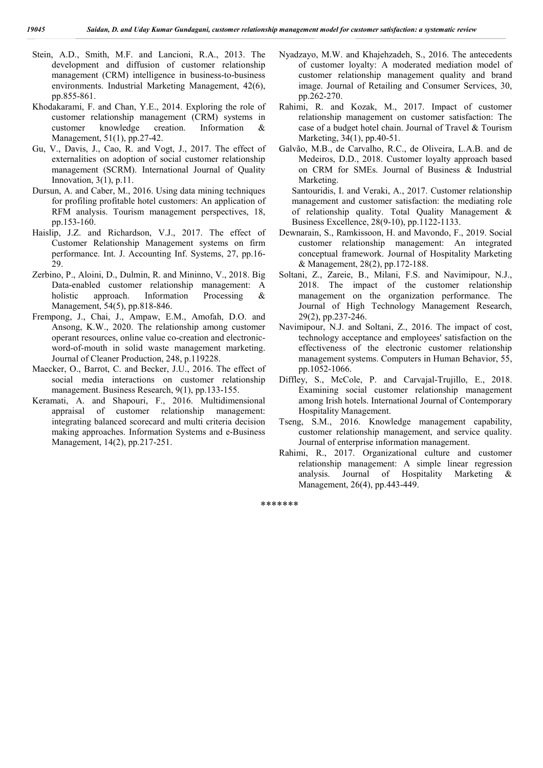Stein, A.D., Smith, M.F. and Lancioni, R.A., 2013. The development and diffusion of customer relationship management (CRM) intelligence in business-to-business environments. Industrial Marketing Management, 42(6), pp.855-861.

Khodakarami, F. and Chan, Y.E., 2014. Exploring the role of customer relationship management (CRM) systems in customer knowledge creation. Information & Management, 51(1), pp.27-42.

Gu, V., Davis, J., Cao, R. and Vogt, J., 2017. The effect of externalities on adoption of social customer relationship management (SCRM). International Journal of Quality Innovation, 3(1), p.11.

Dursun, A. and Caber, M., 2016. Using data mining techniques for profiling profitable hotel customers: An application of RFM analysis. Tourism management perspectives, 18, pp.153-160.

Haislip, J.Z. and Richardson, V.J., 2017. The effect of Customer Relationship Management systems on firm performance. Int. J. Accounting Inf. Systems, 27, pp.16-29.

Zerbino, P., Aloini, D., Dulmin, R. and Mininno, V., 2018. Big Data-enabled customer relationship management: A holistic approach. Information Processing & Management, 54(5), pp.818-846.

Frempong, J., Chai, J., Ampaw, E.M., Amofah, D.O. and Ansong, K.W., 2020. The relationship among customer operant resources, online value co-creation and electronic-word-of-mouth in solid waste management marketing. Journal of Cleaner Production, 248, p.119228.

Maecker, O., Barrot, C. and Becker, J.U., 2016. The effect of social media interactions on customer relationship management. Business Research, 9(1), pp.133-155.

Keramati, A. and Shapouri, F., 2016. Multidimensional appraisal of customer relationship management: integrating balanced scorecard and multi criteria decision making approaches. Information Systems and e-Business Management, 14(2), pp.217-251.

Nyadzayo, M.W. and Khajehzadeh, S., 2016. The antecedents of customer loyalty: A moderated mediation model of customer relationship management quality and brand image. Journal of Retailing and Consumer Services, 30, pp.262-270.

Rahimi, R. and Kozak, M., 2017. Impact of customer relationship management on customer satisfaction: The case of a budget hotel chain. Journal of Travel & Tourism Marketing, 34(1), pp.40-51.

Galvão, M.B., de Carvalho, R.C., de Oliveira, L.A.B. and de Medeiros, D.D., 2018. Customer loyalty approach based on CRM for SMEs. Journal of Business & Industrial Marketing.

Santouridis, I. and Veraki, A., 2017. Customer relationship management and customer satisfaction: the mediating role of relationship quality. Total Quality Management & Business Excellence, 28(9-10), pp.1122-1133.

Dewnarain, S., Ramkissoon, H. and Mavondo, F., 2019. Social customer relationship management: An integrated conceptual framework. Journal of Hospitality Marketing & Management, 28(2), pp.172-188.

Soltani, Z., Zareie, B., Milani, F.S. and Navimipour, N.J., 2018. The impact of the customer relationship management on the organization performance. The Journal of High Technology Management Research, 29(2), pp.237-246.

Navimipour, N.J. and Soltani, Z., 2016. The impact of cost, technology acceptance and employees' satisfaction on the effectiveness of the electronic customer relationship management systems. Computers in Human Behavior, 55, pp.1052-1066.

Diffley, S., McCole, P. and Carvajal-Trujillo, E., 2018. Examining social customer relationship management among Irish hotels. International Journal of Contemporary Hospitality Management.

Tseng, S.M., 2016. Knowledge management capability, customer relationship management, and service quality. Journal of enterprise information management.

Rahimi, R., 2017. Organizational culture and customer relationship management: A simple linear regression analysis. Journal of Hospitality Marketing & Management, 26(4), pp.443-449.

*******